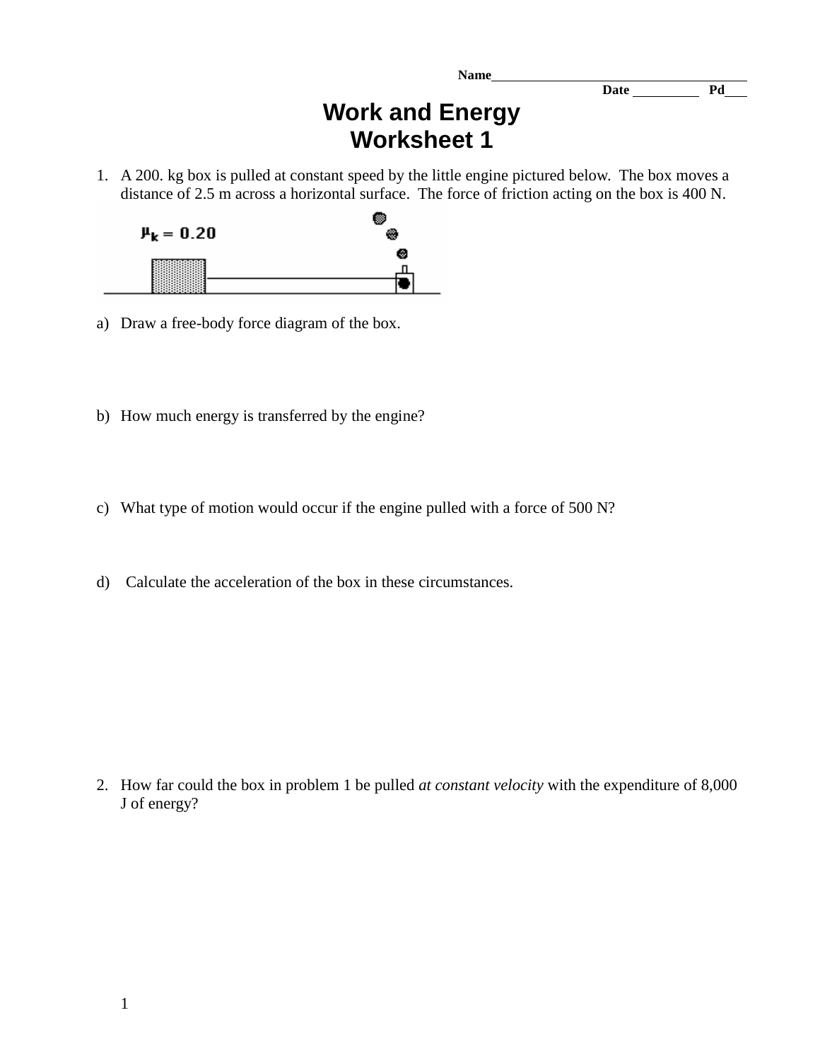Name______________________________
Date __________ Pd___

# Work and Energy
# Worksheet 1

1. A 200. kg box is pulled at constant speed by the little engine pictured below. The box moves a distance of 2.5 m across a horizontal surface. The force of friction acting on the box is 400 N.

$\mu_k = 0.20$

a) Draw a free-body force diagram of the box.

b) How much energy is transferred by the engine?

c) What type of motion would occur if the engine pulled with a force of 500 N?

d) Calculate the acceleration of the box in these circumstances.

2. How far could the box in problem 1 be pulled *at constant velocity* with the expenditure of 8,000 J of energy?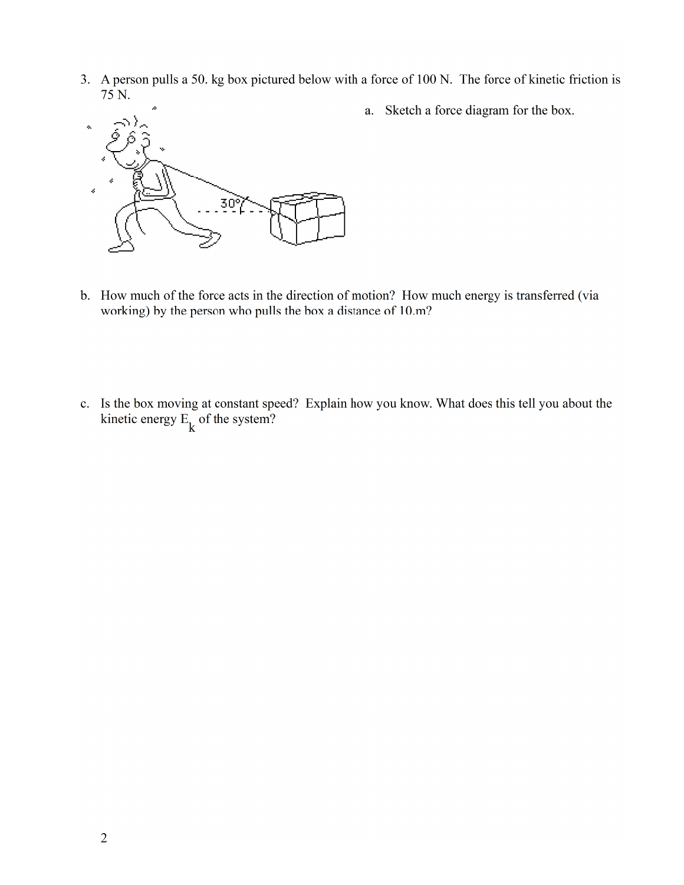3. A person pulls a 50. kg box pictured below with a force of 100 N. The force of kinetic friction is 75 N.

   a. Sketch a force diagram for the box.

   30°

b. How much of the force acts in the direction of motion? How much energy is transferred (via working) by the person who pulls the box a distance of 10.m?

c. Is the box moving at constant speed? Explain how you know. What does this tell you about the kinetic energy $E_k$ of the system?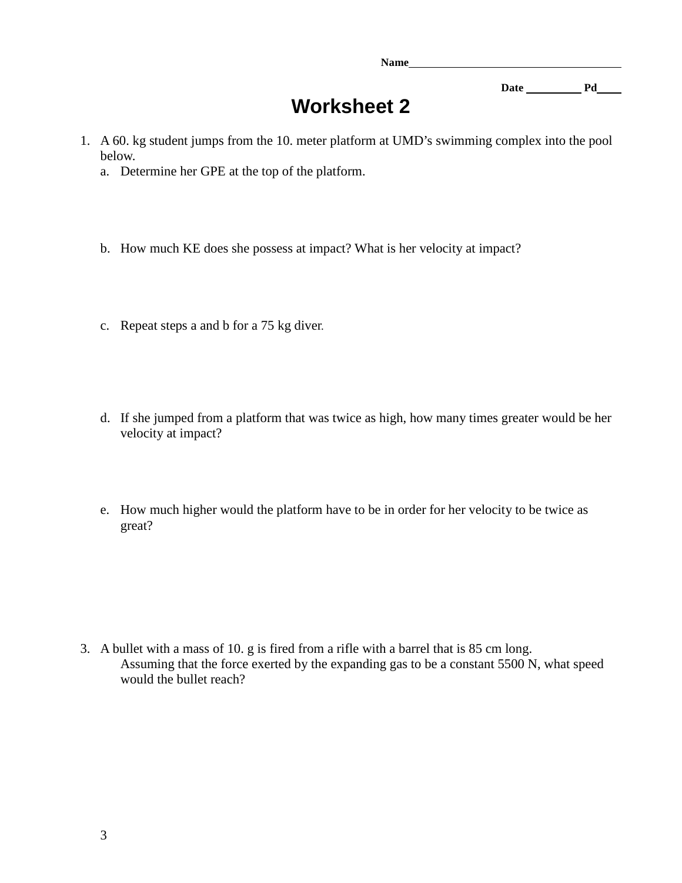Name_____________________________________

Date __________ Pd____

# Worksheet 2

1. A 60. kg student jumps from the 10. meter platform at UMD's swimming complex into the pool below.
   a. Determine her GPE at the top of the platform.

   b. How much KE does she possess at impact? What is her velocity at impact?

   c. Repeat steps a and b for a 75 kg diver.

   d. If she jumped from a platform that was twice as high, how many times greater would be her velocity at impact?

   e. How much higher would the platform have to be in order for her velocity to be twice as great?

3. A bullet with a mass of 10. g is fired from a rifle with a barrel that is 85 cm long.
   Assuming that the force exerted by the expanding gas to be a constant 5500 N, what speed would the bullet reach?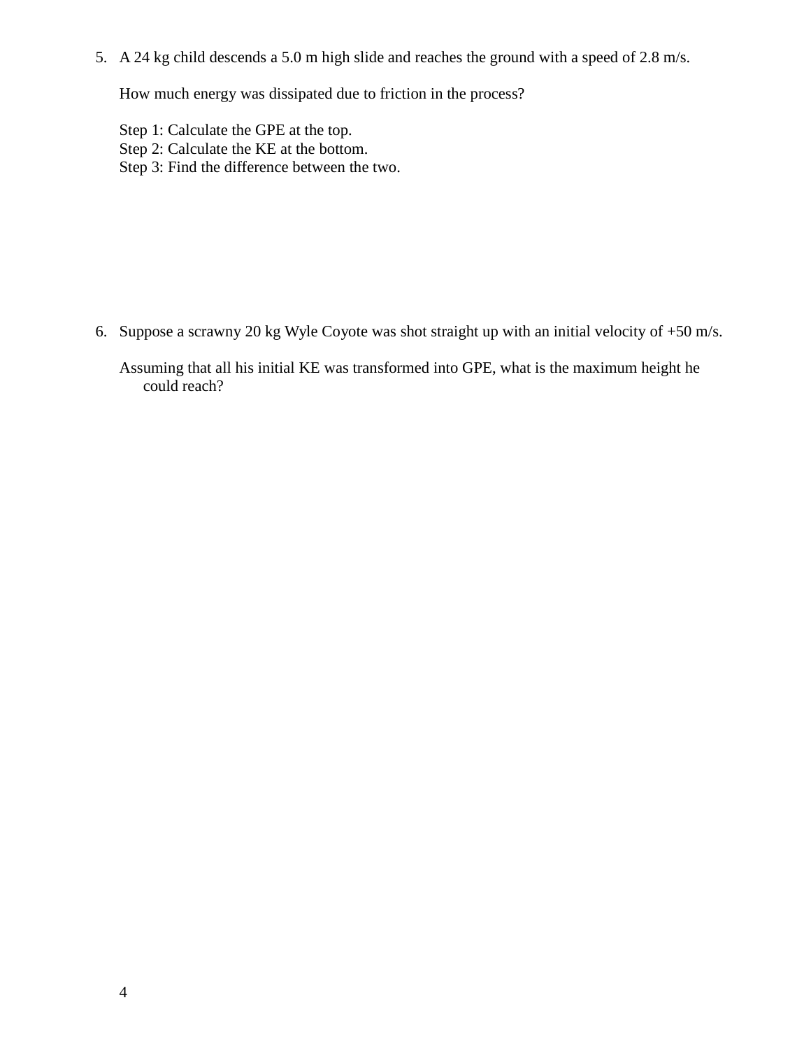5. A 24 kg child descends a 5.0 m high slide and reaches the ground with a speed of 2.8 m/s.

   How much energy was dissipated due to friction in the process?

   Step 1: Calculate the GPE at the top.
   Step 2: Calculate the KE at the bottom.
   Step 3: Find the difference between the two.

6. Suppose a scrawny 20 kg Wyle Coyote was shot straight up with an initial velocity of +50 m/s.

   Assuming that all his initial KE was transformed into GPE, what is the maximum height he could reach?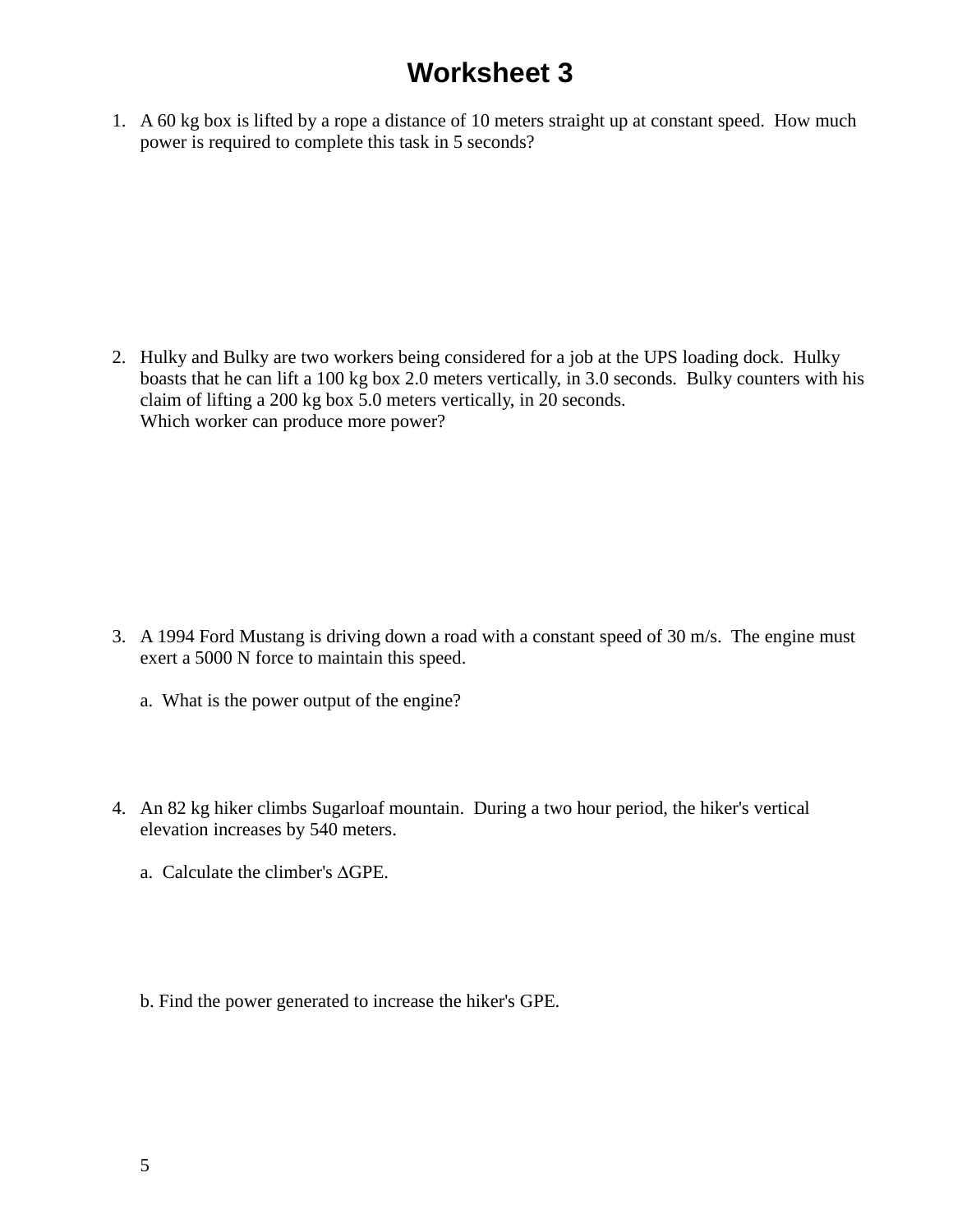# Worksheet 3

1. A 60 kg box is lifted by a rope a distance of 10 meters straight up at constant speed. How much power is required to complete this task in 5 seconds?

2. Hulky and Bulky are two workers being considered for a job at the UPS loading dock. Hulky boasts that he can lift a 100 kg box 2.0 meters vertically, in 3.0 seconds. Bulky counters with his claim of lifting a 200 kg box 5.0 meters vertically, in 20 seconds.
   Which worker can produce more power?

3. A 1994 Ford Mustang is driving down a road with a constant speed of 30 m/s. The engine must exert a 5000 N force to maintain this speed.

   a. What is the power output of the engine?

4. An 82 kg hiker climbs Sugarloaf mountain. During a two hour period, the hiker's vertical elevation increases by 540 meters.

   a. Calculate the climber's $\Delta$GPE.

   b. Find the power generated to increase the hiker's GPE.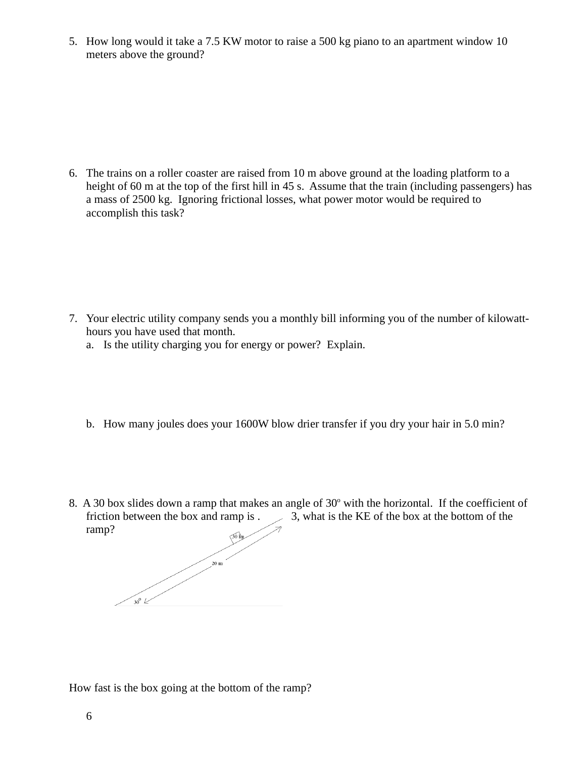5. How long would it take a 7.5 KW motor to raise a 500 kg piano to an apartment window 10 meters above the ground?

6. The trains on a roller coaster are raised from 10 m above ground at the loading platform to a height of 60 m at the top of the first hill in 45 s. Assume that the train (including passengers) has a mass of 2500 kg. Ignoring frictional losses, what power motor would be required to accomplish this task?

7. Your electric utility company sends you a monthly bill informing you of the number of kilowatt-hours you have used that month.
   a. Is the utility charging you for energy or power? Explain.

   b. How many joules does your 1600W blow drier transfer if you dry your hair in 5.0 min?

8. A 30 box slides down a ramp that makes an angle of 30º with the horizontal. If the coefficient of friction between the box and ramp is . 3, what is the KE of the box at the bottom of the ramp?

30 kg

20 m

30º

How fast is the box going at the bottom of the ramp?